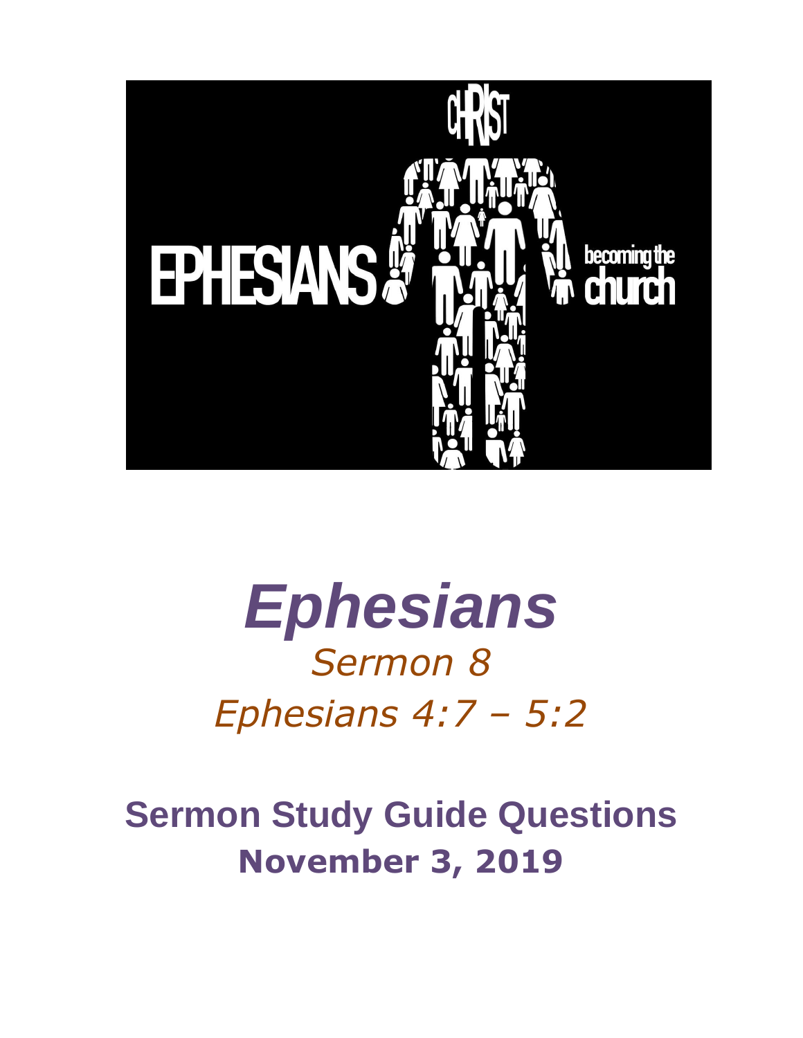# *Ephesians*

*Sermon 8*

*Ephesians 4:7 – 5:2*

## Sermon Study Guide Questions

**November 3, 2019**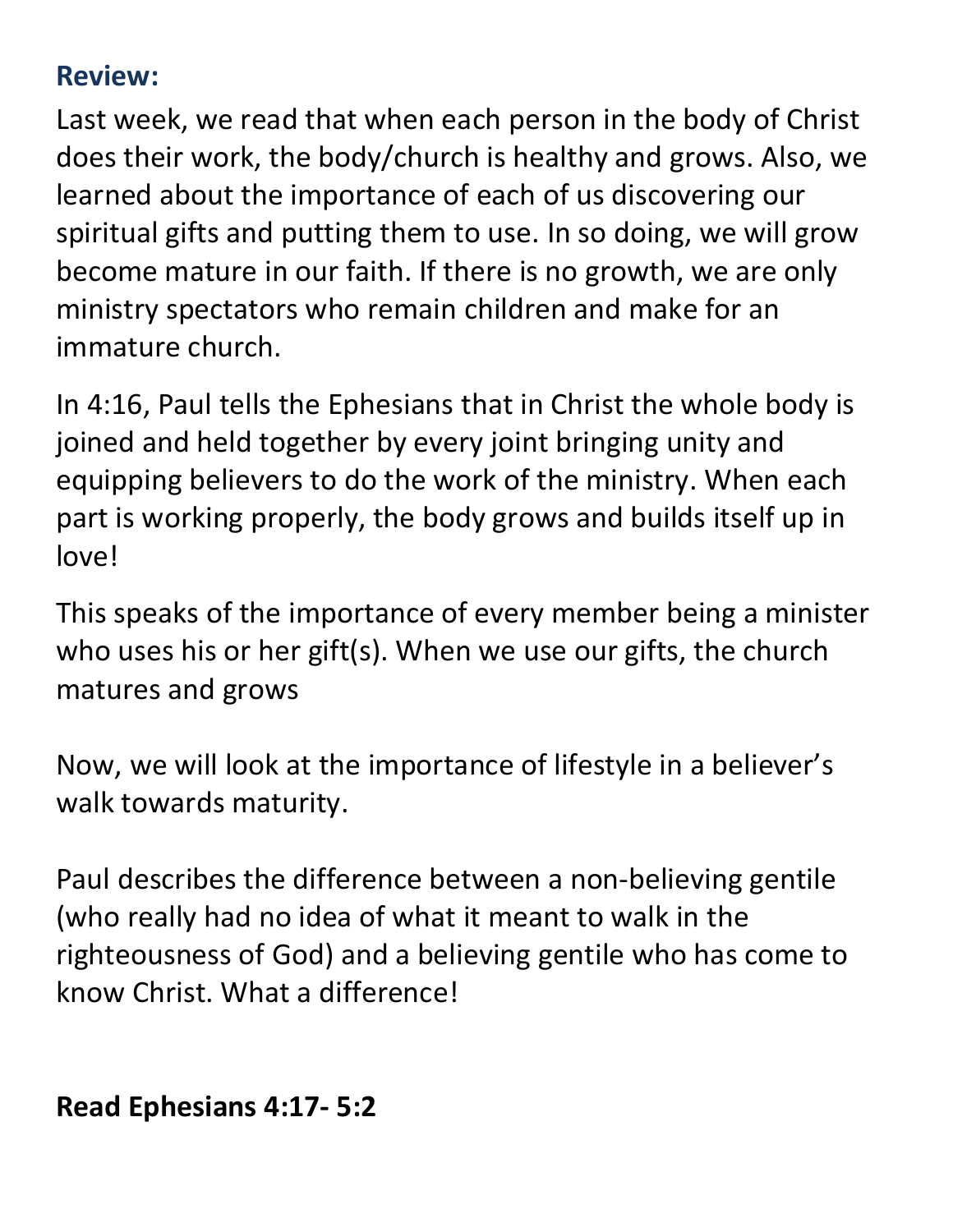## Review:

Last week, we read that when each person in the body of Christ does their work, the body/church is healthy and grows. Also, we learned about the importance of each of us discovering our spiritual gifts and putting them to use. In so doing, we will grow become mature in our faith. If there is no growth, we are only ministry spectators who remain children and make for an immature church.

In 4:16, Paul tells the Ephesians that in Christ the whole body is joined and held together by every joint bringing unity and equipping believers to do the work of the ministry. When each part is working properly, the body grows and builds itself up in love!

This speaks of the importance of every member being a minister who uses his or her gift(s). When we use our gifts, the church matures and grows

Now, we will look at the importance of lifestyle in a believer's walk towards maturity.

Paul describes the difference between a non-believing gentile (who really had no idea of what it meant to walk in the righteousness of God) and a believing gentile who has come to know Christ. What a difference!

**Read Ephesians 4:17- 5:2**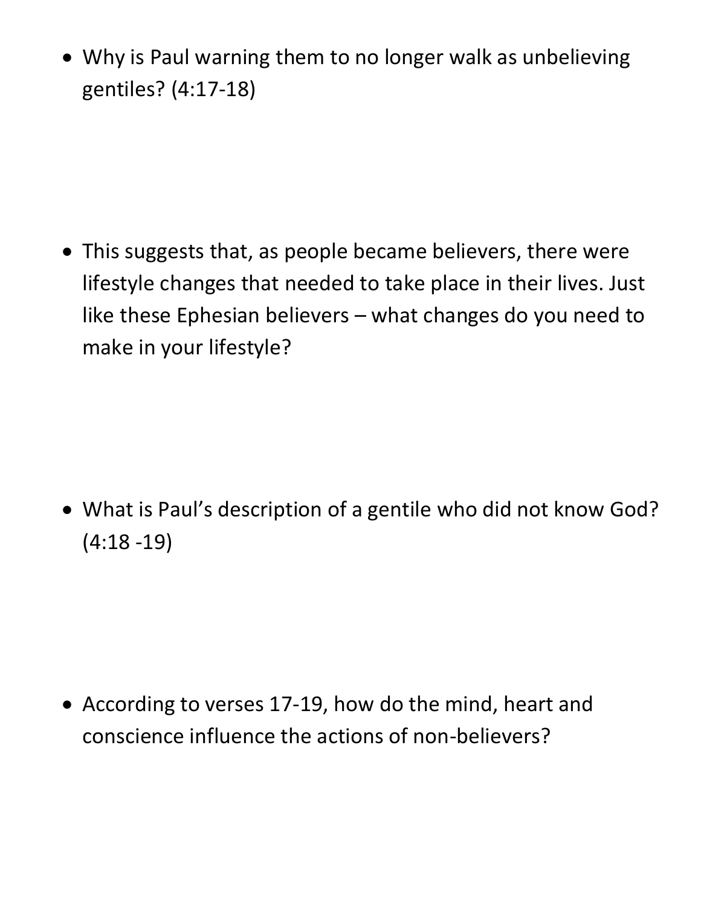- Why is Paul warning them to no longer walk as unbelieving gentiles? (4:17-18)

- This suggests that, as people became believers, there were lifestyle changes that needed to take place in their lives. Just like these Ephesian believers – what changes do you need to make in your lifestyle?

- What is Paul's description of a gentile who did not know God? (4:18 -19)

- According to verses 17-19, how do the mind, heart and conscience influence the actions of non-believers?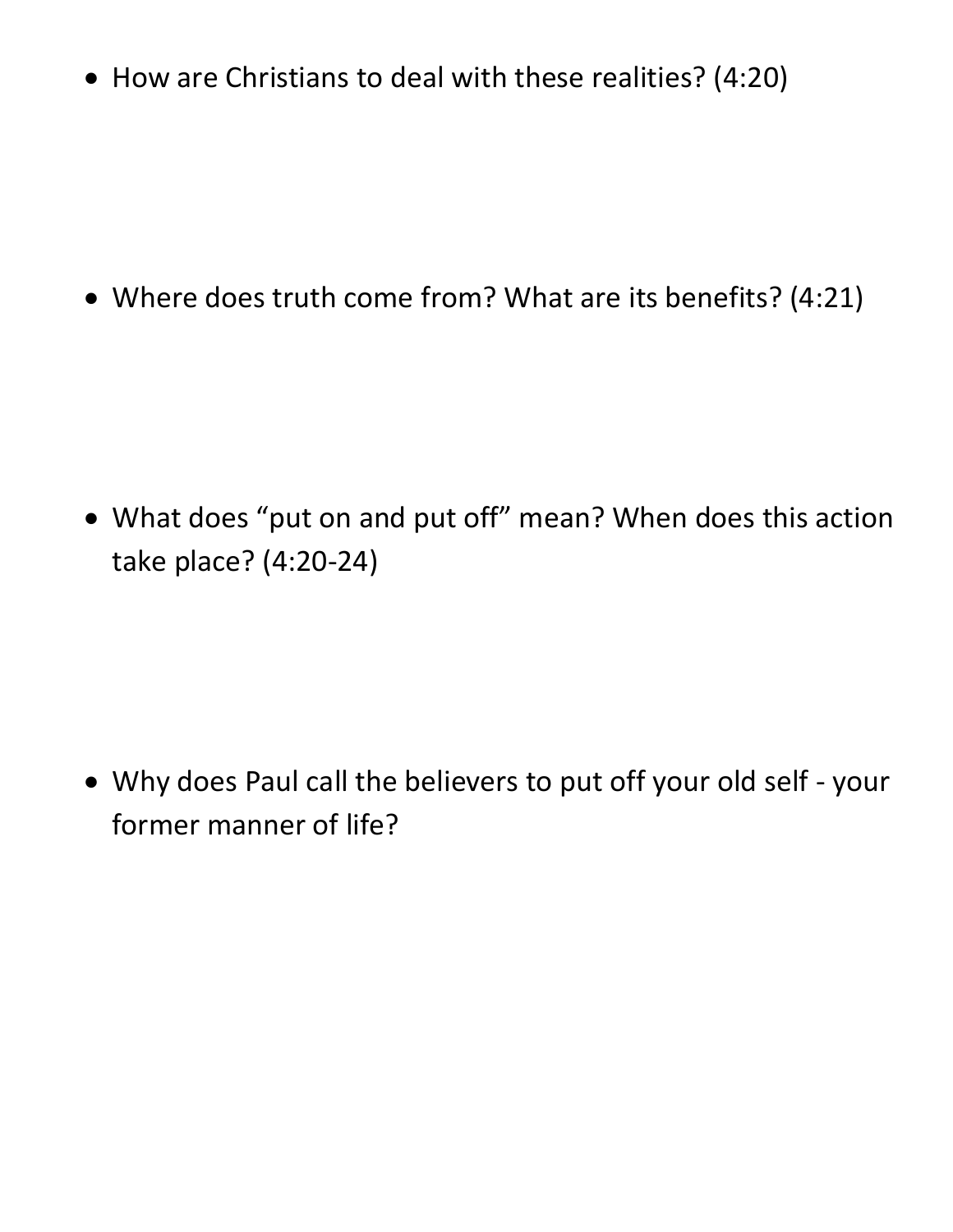- How are Christians to deal with these realities? (4:20)

- Where does truth come from? What are its benefits? (4:21)

- What does "put on and put off" mean? When does this action take place? (4:20-24)

- Why does Paul call the believers to put off your old self - your former manner of life?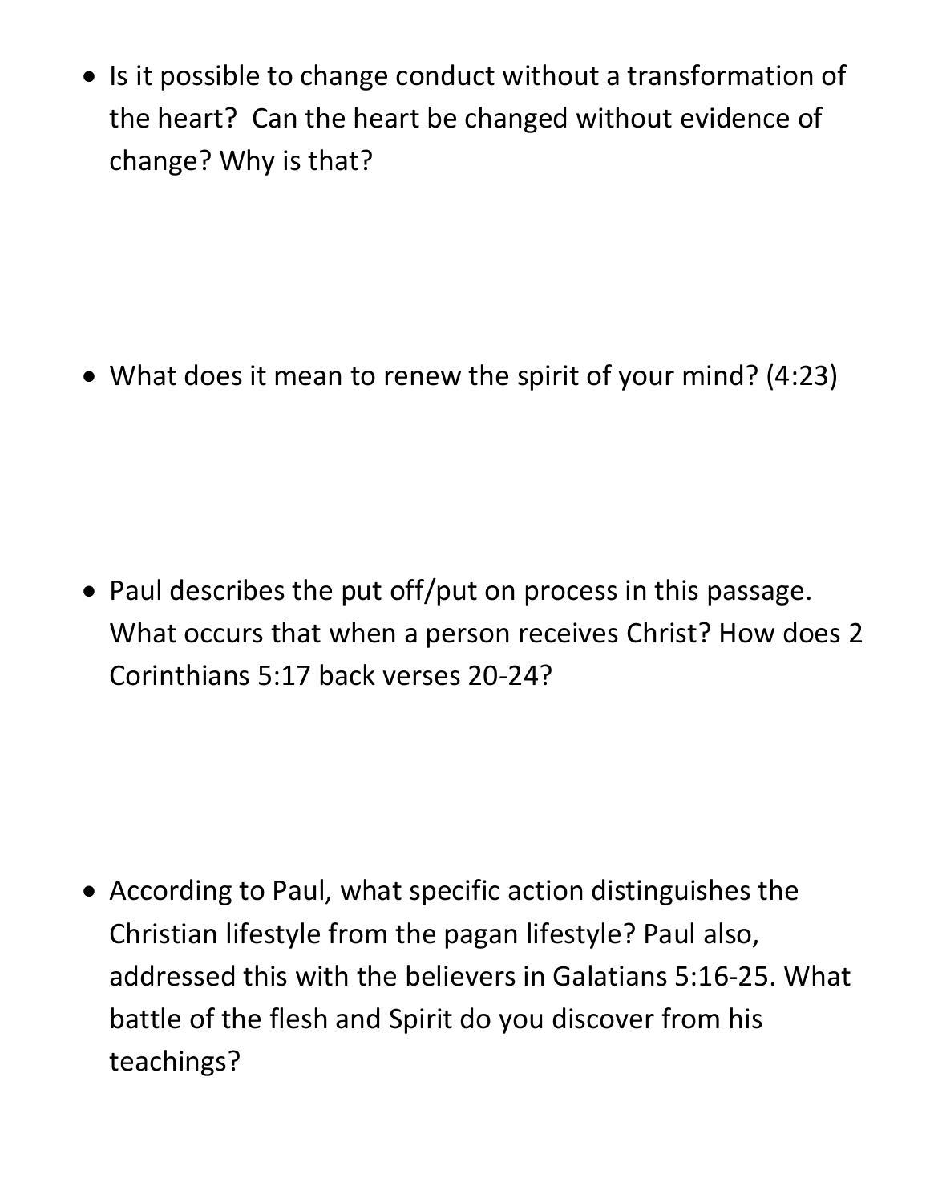- Is it possible to change conduct without a transformation of the heart?  Can the heart be changed without evidence of change? Why is that?

- What does it mean to renew the spirit of your mind? (4:23)

- Paul describes the put off/put on process in this passage. What occurs that when a person receives Christ? How does 2 Corinthians 5:17 back verses 20-24?

- According to Paul, what specific action distinguishes the Christian lifestyle from the pagan lifestyle? Paul also, addressed this with the believers in Galatians 5:16-25. What battle of the flesh and Spirit do you discover from his teachings?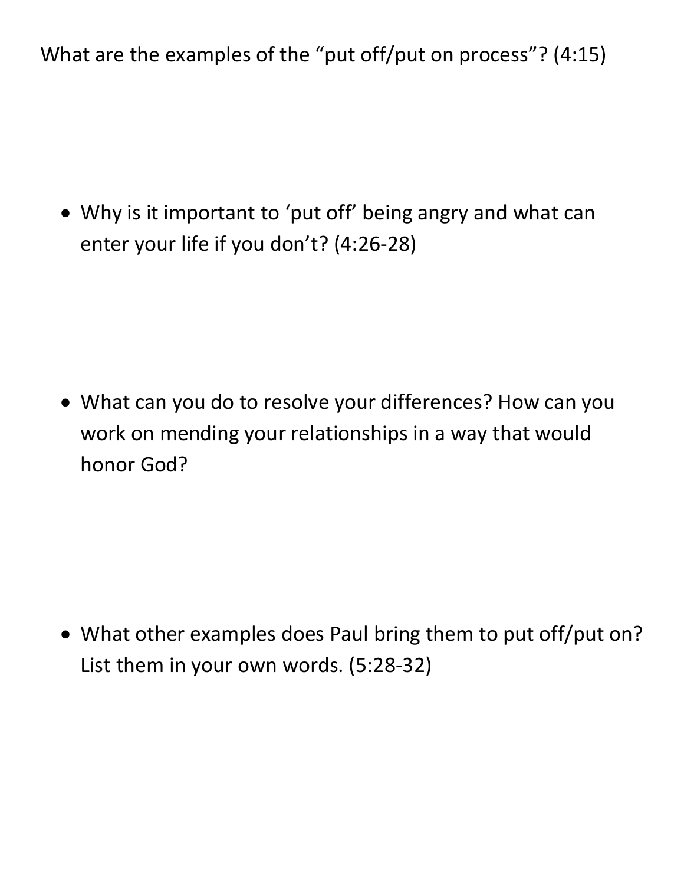What are the examples of the "put off/put on process"? (4:15)

- Why is it important to 'put off' being angry and what can enter your life if you don't? (4:26-28)

- What can you do to resolve your differences? How can you work on mending your relationships in a way that would honor God?

- What other examples does Paul bring them to put off/put on? List them in your own words. (5:28-32)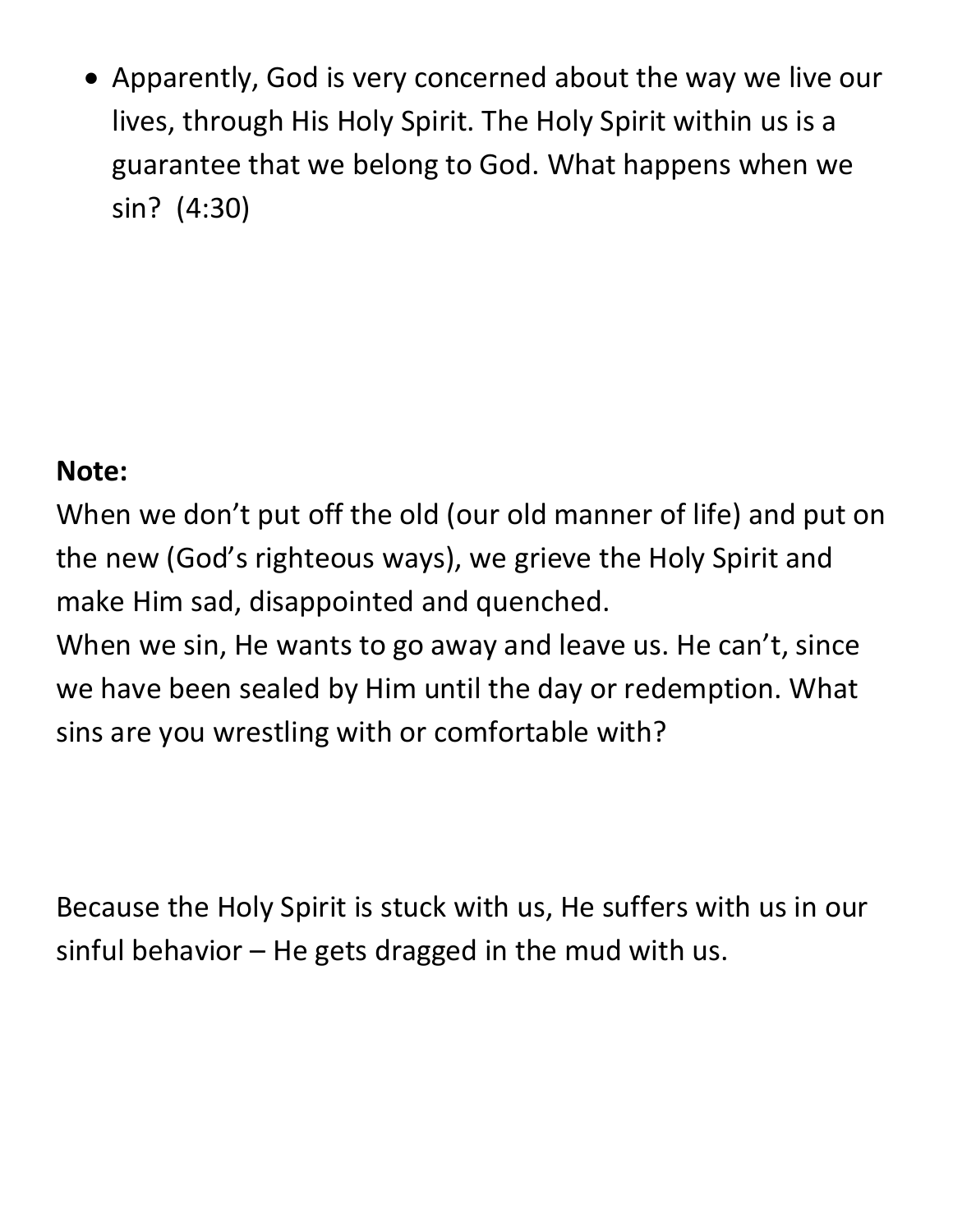- Apparently, God is very concerned about the way we live our lives, through His Holy Spirit. The Holy Spirit within us is a guarantee that we belong to God. What happens when we sin?  (4:30)

**Note:**

When we don't put off the old (our old manner of life) and put on the new (God's righteous ways), we grieve the Holy Spirit and make Him sad, disappointed and quenched.
When we sin, He wants to go away and leave us. He can't, since we have been sealed by Him until the day or redemption. What sins are you wrestling with or comfortable with?

Because the Holy Spirit is stuck with us, He suffers with us in our sinful behavior – He gets dragged in the mud with us.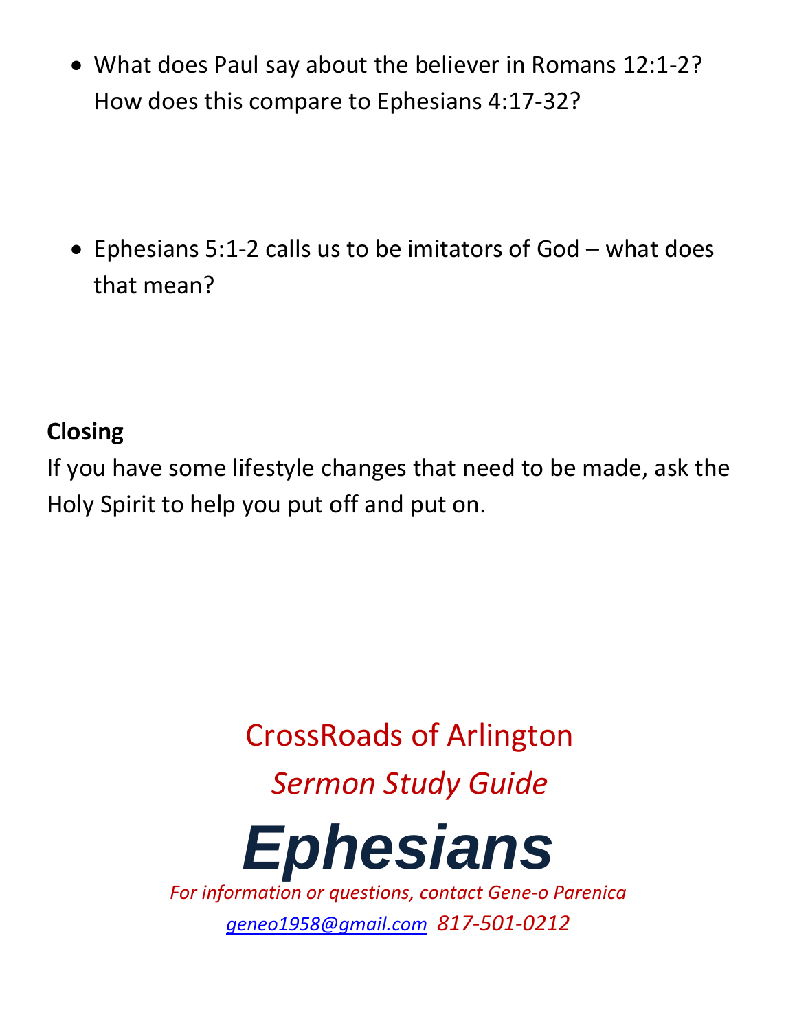- What does Paul say about the believer in Romans 12:1-2? How does this compare to Ephesians 4:17-32?

- Ephesians 5:1-2 calls us to be imitators of God – what does that mean?

**Closing**

If you have some lifestyle changes that need to be made, ask the Holy Spirit to help you put off and put on.

CrossRoads of Arlington

*Sermon Study Guide*

# *Ephesians*

*For information or questions, contact Gene-o Parenica*

*geneo1958@gmail.com 817-501-0212*